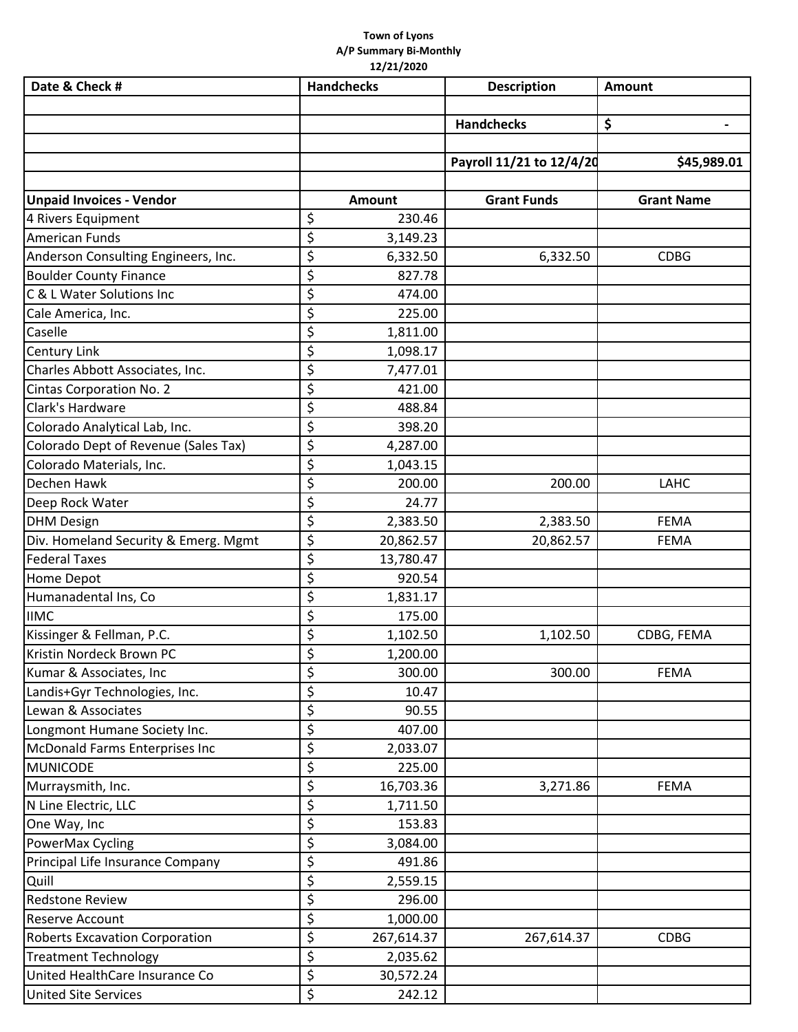**Town of Lyons**
**A/P Summary Bi-Monthly**
**12/21/2020**

| Date & Check # | Handchecks | Description | Amount |
|---|---|---|---|
| | | | |
| | | Handchecks | $ - |
| | | | |
| | | Payroll 11/21 to 12/4/20 | $45,989.01 |
| | | | |
| **Unpaid Invoices - Vendor** | **Amount** | **Grant Funds** | **Grant Name** |
| 4 Rivers Equipment | $ 230.46 | | |
| American Funds | $ 3,149.23 | | |
| Anderson Consulting Engineers, Inc. | $ 6,332.50 | 6,332.50 | CDBG |
| Boulder County Finance | $ 827.78 | | |
| C & L Water Solutions Inc | $ 474.00 | | |
| Cale America, Inc. | $ 225.00 | | |
| Caselle | $ 1,811.00 | | |
| Century Link | $ 1,098.17 | | |
| Charles Abbott Associates, Inc. | $ 7,477.01 | | |
| Cintas Corporation No. 2 | $ 421.00 | | |
| Clark's Hardware | $ 488.84 | | |
| Colorado Analytical Lab, Inc. | $ 398.20 | | |
| Colorado Dept of Revenue (Sales Tax) | $ 4,287.00 | | |
| Colorado Materials, Inc. | $ 1,043.15 | | |
| Dechen Hawk | $ 200.00 | 200.00 | LAHC |
| Deep Rock Water | $ 24.77 | | |
| DHM Design | $ 2,383.50 | 2,383.50 | FEMA |
| Div. Homeland Security & Emerg. Mgmt | $ 20,862.57 | 20,862.57 | FEMA |
| Federal Taxes | $ 13,780.47 | | |
| Home Depot | $ 920.54 | | |
| Humanadental Ins, Co | $ 1,831.17 | | |
| IIMC | $ 175.00 | | |
| Kissinger & Fellman, P.C. | $ 1,102.50 | 1,102.50 | CDBG, FEMA |
| Kristin Nordeck Brown PC | $ 1,200.00 | | |
| Kumar & Associates, Inc | $ 300.00 | 300.00 | FEMA |
| Landis+Gyr Technologies, Inc. | $ 10.47 | | |
| Lewan & Associates | $ 90.55 | | |
| Longmont Humane Society Inc. | $ 407.00 | | |
| McDonald Farms Enterprises Inc | $ 2,033.07 | | |
| MUNICODE | $ 225.00 | | |
| Murraysmith, Inc. | $ 16,703.36 | 3,271.86 | FEMA |
| N Line Electric, LLC | $ 1,711.50 | | |
| One Way, Inc | $ 153.83 | | |
| PowerMax Cycling | $ 3,084.00 | | |
| Principal Life Insurance Company | $ 491.86 | | |
| Quill | $ 2,559.15 | | |
| Redstone Review | $ 296.00 | | |
| Reserve Account | $ 1,000.00 | | |
| Roberts Excavation Corporation | $ 267,614.37 | 267,614.37 | CDBG |
| Treatment Technology | $ 2,035.62 | | |
| United HealthCare Insurance Co | $ 30,572.24 | | |
| United Site Services | $ 242.12 | | |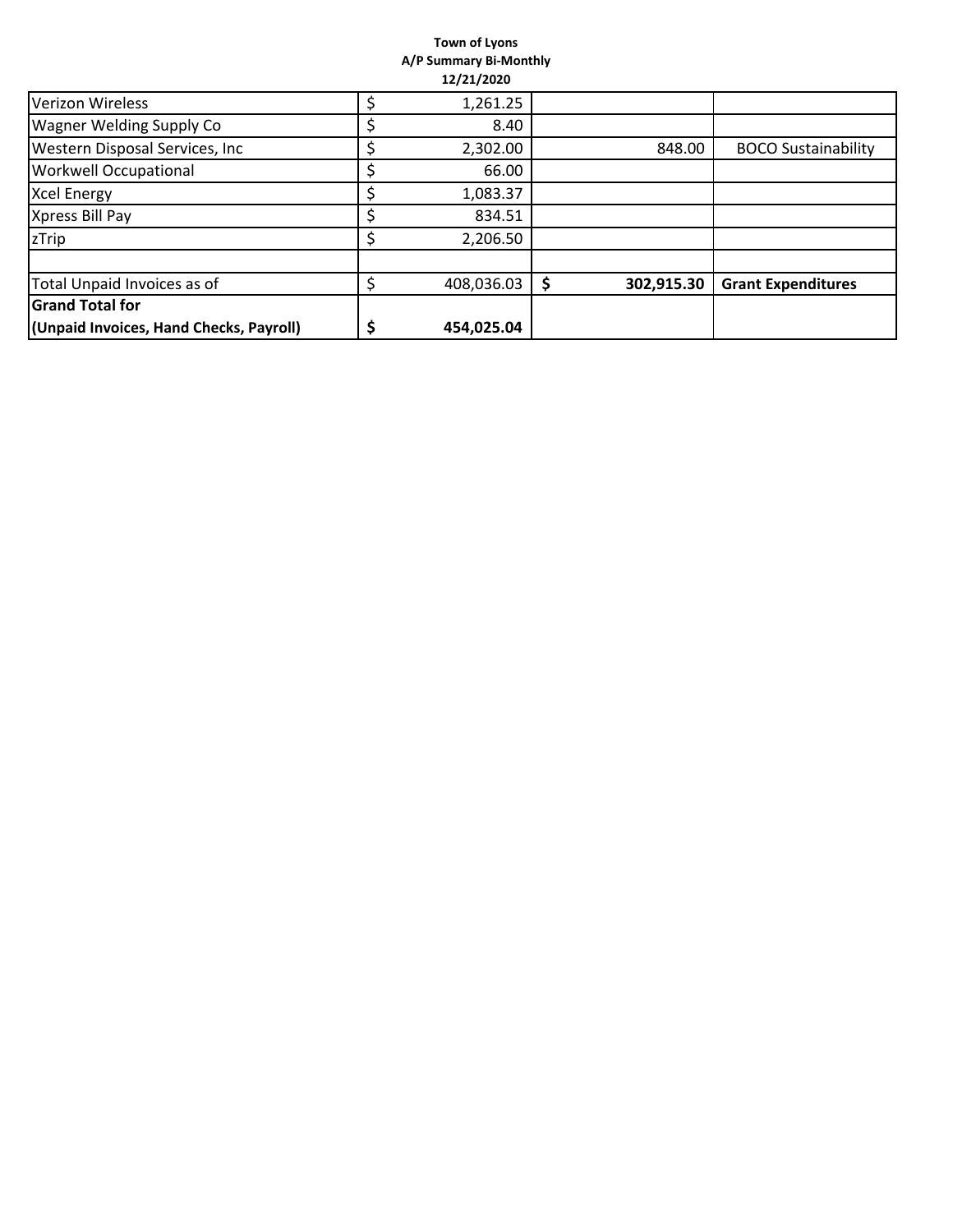**Town of Lyons**
**A/P Summary Bi-Monthly**
**12/21/2020**

| | | | |
|---|---|---|---|
| Verizon Wireless | $ 1,261.25 | | |
| Wagner Welding Supply Co | $ 8.40 | | |
| Western Disposal Services, Inc | $ 2,302.00 | 848.00 | BOCO Sustainability |
| Workwell Occupational | $ 66.00 | | |
| Xcel Energy | $ 1,083.37 | | |
| Xpress Bill Pay | $ 834.51 | | |
| zTrip | $ 2,206.50 | | |
| | | | |
| Total Unpaid Invoices as of | $ 408,036.03 | **$ 302,915.30** | **Grant Expenditures** |
| **Grand Total for (Unpaid Invoices, Hand Checks, Payroll)** | **$ 454,025.04** | | |